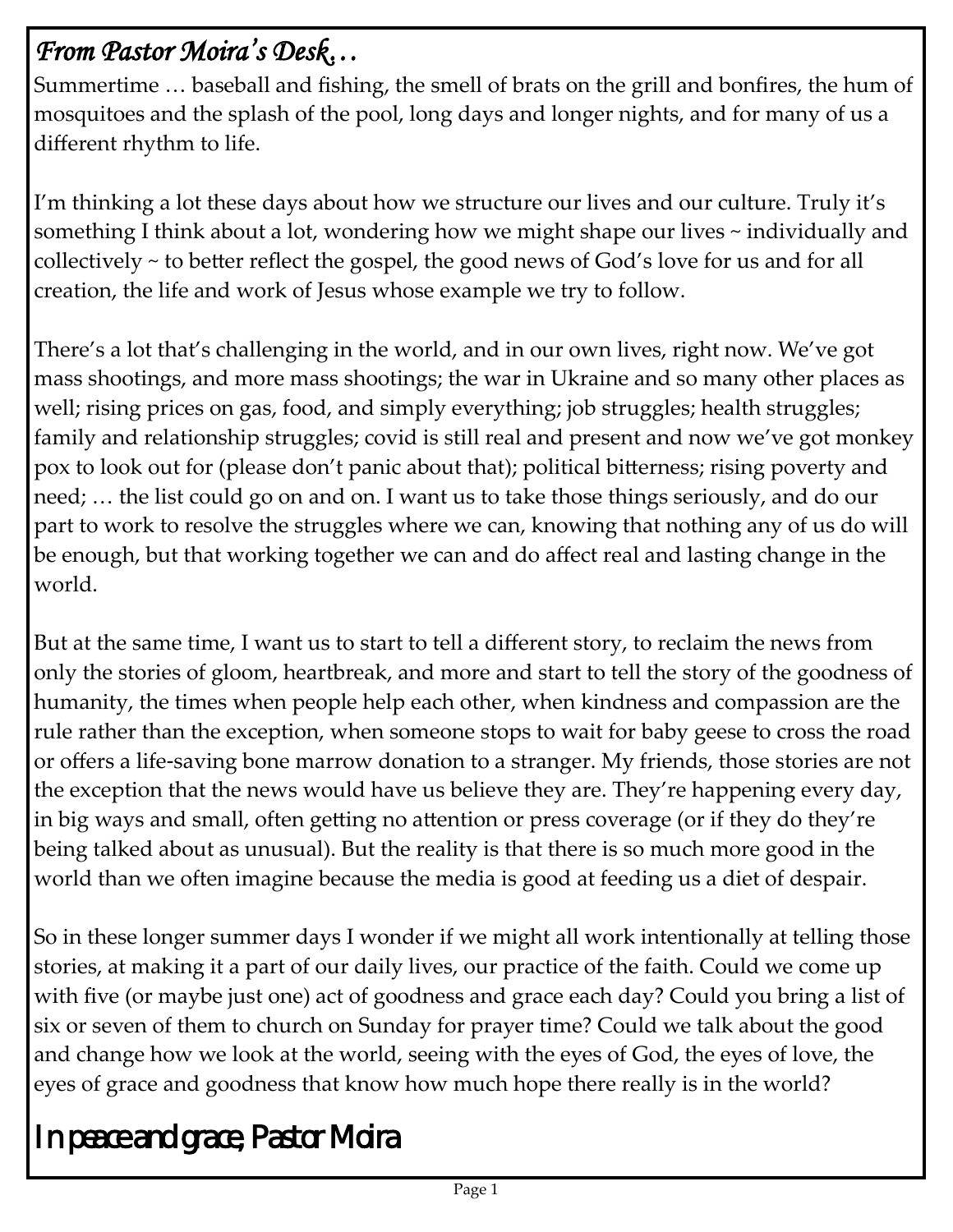## *From Pastor Moira's Desk…*

Summertime … baseball and fishing, the smell of brats on the grill and bonfires, the hum of mosquitoes and the splash of the pool, long days and longer nights, and for many of us a different rhythm to life.

I'm thinking a lot these days about how we structure our lives and our culture. Truly it's something I think about a lot, wondering how we might shape our lives ~ individually and collectively ~ to better reflect the gospel, the good news of God's love for us and for all creation, the life and work of Jesus whose example we try to follow.

There's a lot that's challenging in the world, and in our own lives, right now. We've got mass shootings, and more mass shootings; the war in Ukraine and so many other places as well; rising prices on gas, food, and simply everything; job struggles; health struggles; family and relationship struggles; covid is still real and present and now we've got monkey pox to look out for (please don't panic about that); political bitterness; rising poverty and need; … the list could go on and on. I want us to take those things seriously, and do our part to work to resolve the struggles where we can, knowing that nothing any of us do will be enough, but that working together we can and do affect real and lasting change in the world.

But at the same time, I want us to start to tell a different story, to reclaim the news from only the stories of gloom, heartbreak, and more and start to tell the story of the goodness of humanity, the times when people help each other, when kindness and compassion are the rule rather than the exception, when someone stops to wait for baby geese to cross the road or offers a life-saving bone marrow donation to a stranger. My friends, those stories are not the exception that the news would have us believe they are. They're happening every day, in big ways and small, often getting no attention or press coverage (or if they do they're being talked about as unusual). But the reality is that there is so much more good in the world than we often imagine because the media is good at feeding us a diet of despair.

So in these longer summer days I wonder if we might all work intentionally at telling those stories, at making it a part of our daily lives, our practice of the faith. Could we come up with five (or maybe just one) act of goodness and grace each day? Could you bring a list of six or seven of them to church on Sunday for prayer time? Could we talk about the good and change how we look at the world, seeing with the eyes of God, the eyes of love, the eyes of grace and goodness that know how much hope there really is in the world?

In peace and grace, Pastor Moira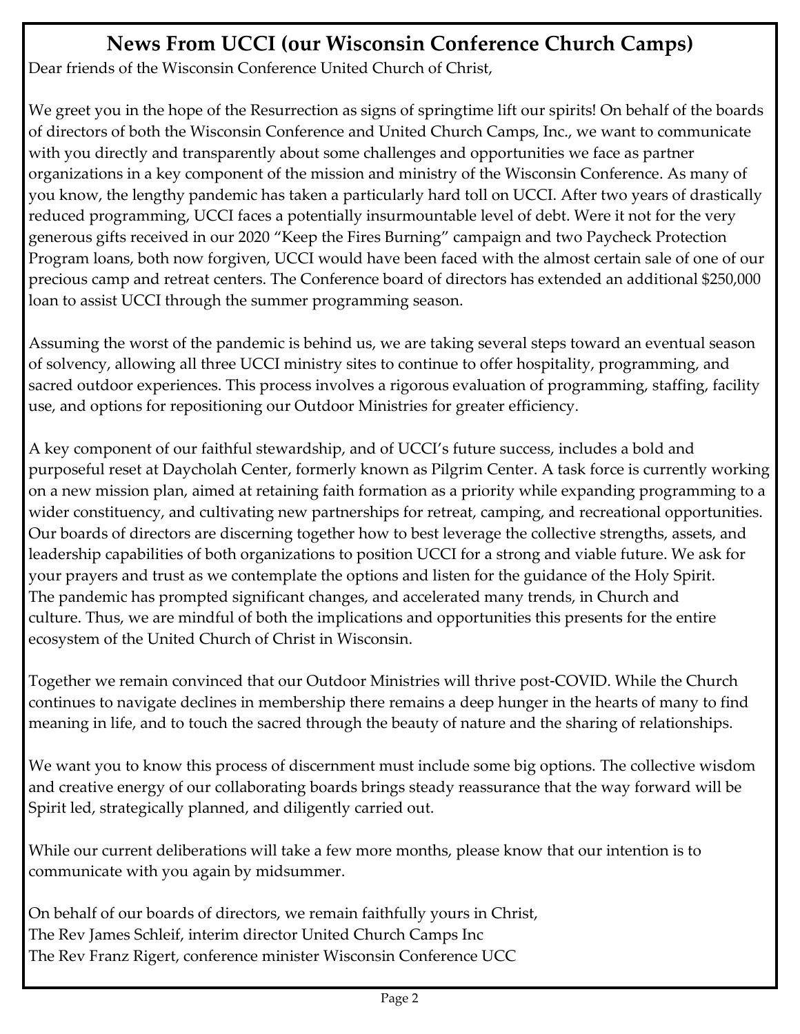## News From UCCI (our Wisconsin Conference Church Camps)

Dear friends of the Wisconsin Conference United Church of Christ,

We greet you in the hope of the Resurrection as signs of springtime lift our spirits! On behalf of the boards of directors of both the Wisconsin Conference and United Church Camps, Inc., we want to communicate with you directly and transparently about some challenges and opportunities we face as partner organizations in a key component of the mission and ministry of the Wisconsin Conference. As many of you know, the lengthy pandemic has taken a particularly hard toll on UCCI. After two years of drastically reduced programming, UCCI faces a potentially insurmountable level of debt. Were it not for the very generous gifts received in our 2020 "Keep the Fires Burning" campaign and two Paycheck Protection Program loans, both now forgiven, UCCI would have been faced with the almost certain sale of one of our precious camp and retreat centers. The Conference board of directors has extended an additional $250,000 loan to assist UCCI through the summer programming season.

Assuming the worst of the pandemic is behind us, we are taking several steps toward an eventual season of solvency, allowing all three UCCI ministry sites to continue to offer hospitality, programming, and sacred outdoor experiences. This process involves a rigorous evaluation of programming, staffing, facility use, and options for repositioning our Outdoor Ministries for greater efficiency.

A key component of our faithful stewardship, and of UCCI's future success, includes a bold and purposeful reset at Daycholah Center, formerly known as Pilgrim Center. A task force is currently working on a new mission plan, aimed at retaining faith formation as a priority while expanding programming to a wider constituency, and cultivating new partnerships for retreat, camping, and recreational opportunities. Our boards of directors are discerning together how to best leverage the collective strengths, assets, and leadership capabilities of both organizations to position UCCI for a strong and viable future. We ask for your prayers and trust as we contemplate the options and listen for the guidance of the Holy Spirit. The pandemic has prompted significant changes, and accelerated many trends, in Church and culture. Thus, we are mindful of both the implications and opportunities this presents for the entire ecosystem of the United Church of Christ in Wisconsin.

Together we remain convinced that our Outdoor Ministries will thrive post-COVID. While the Church continues to navigate declines in membership there remains a deep hunger in the hearts of many to find meaning in life, and to touch the sacred through the beauty of nature and the sharing of relationships.

We want you to know this process of discernment must include some big options. The collective wisdom and creative energy of our collaborating boards brings steady reassurance that the way forward will be Spirit led, strategically planned, and diligently carried out.

While our current deliberations will take a few more months, please know that our intention is to communicate with you again by midsummer.

On behalf of our boards of directors, we remain faithfully yours in Christ,
The Rev James Schleif, interim director United Church Camps Inc
The Rev Franz Rigert, conference minister Wisconsin Conference UCC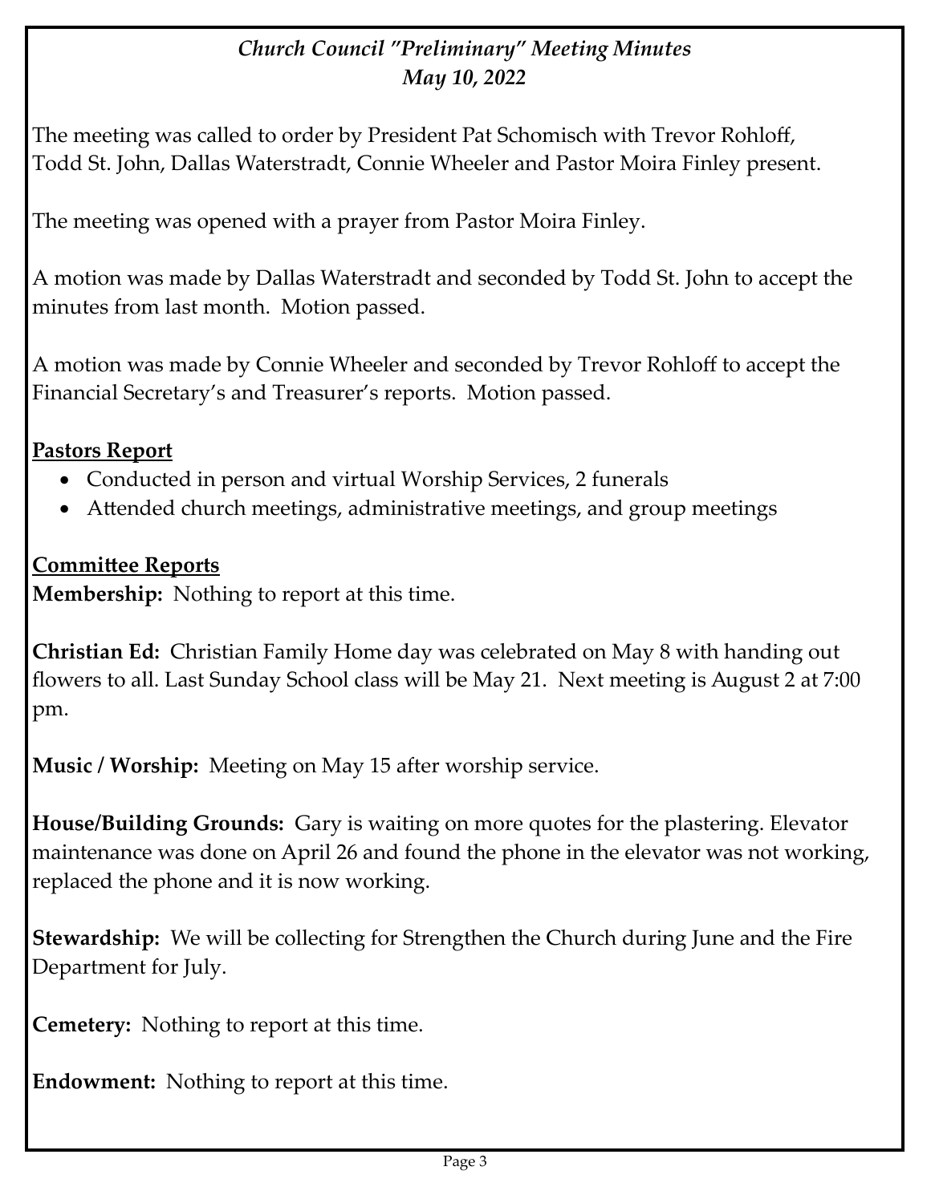*Church Council "Preliminary" Meeting Minutes*
*May 10, 2022*

The meeting was called to order by President Pat Schomisch with Trevor Rohloff, Todd St. John, Dallas Waterstradt, Connie Wheeler and Pastor Moira Finley present.

The meeting was opened with a prayer from Pastor Moira Finley.

A motion was made by Dallas Waterstradt and seconded by Todd St. John to accept the minutes from last month. Motion passed.

A motion was made by Connie Wheeler and seconded by Trevor Rohloff to accept the Financial Secretary's and Treasurer's reports. Motion passed.

**Pastors Report**

- Conducted in person and virtual Worship Services, 2 funerals
- Attended church meetings, administrative meetings, and group meetings

**Committee Reports**

**Membership:** Nothing to report at this time.

**Christian Ed:** Christian Family Home day was celebrated on May 8 with handing out flowers to all. Last Sunday School class will be May 21. Next meeting is August 2 at 7:00 pm.

**Music / Worship:** Meeting on May 15 after worship service.

**House/Building Grounds:** Gary is waiting on more quotes for the plastering. Elevator maintenance was done on April 26 and found the phone in the elevator was not working, replaced the phone and it is now working.

**Stewardship:** We will be collecting for Strengthen the Church during June and the Fire Department for July.

**Cemetery:** Nothing to report at this time.

**Endowment:** Nothing to report at this time.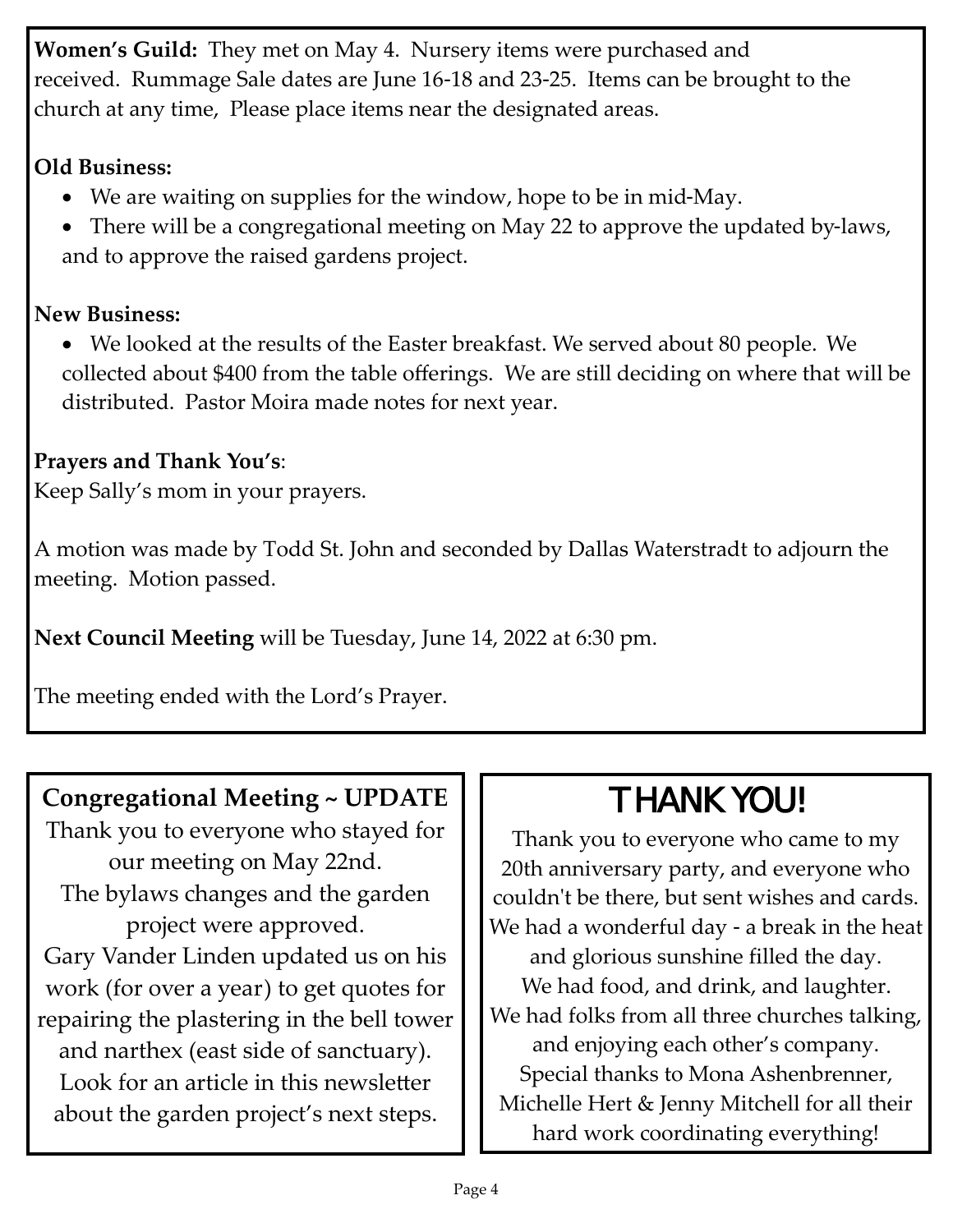**Women's Guild:** They met on May 4. Nursery items were purchased and received. Rummage Sale dates are June 16-18 and 23-25. Items can be brought to the church at any time, Please place items near the designated areas.

**Old Business:**

- We are waiting on supplies for the window, hope to be in mid-May.
- There will be a congregational meeting on May 22 to approve the updated by-laws, and to approve the raised gardens project.

**New Business:**

- We looked at the results of the Easter breakfast. We served about 80 people. We collected about $400 from the table offerings. We are still deciding on where that will be distributed. Pastor Moira made notes for next year.

**Prayers and Thank You's**:

Keep Sally's mom in your prayers.

A motion was made by Todd St. John and seconded by Dallas Waterstradt to adjourn the meeting. Motion passed.

**Next Council Meeting** will be Tuesday, June 14, 2022 at 6:30 pm.

The meeting ended with the Lord's Prayer.

**Congregational Meeting ~ UPDATE**

Thank you to everyone who stayed for our meeting on May 22nd.
The bylaws changes and the garden project were approved.
Gary Vander Linden updated us on his work (for over a year) to get quotes for repairing the plastering in the bell tower and narthex (east side of sanctuary).
Look for an article in this newsletter about the garden project's next steps.

# THANK YOU!

Thank you to everyone who came to my 20th anniversary party, and everyone who couldn't be there, but sent wishes and cards.
We had a wonderful day - a break in the heat and glorious sunshine filled the day.
We had food, and drink, and laughter.
We had folks from all three churches talking, and enjoying each other's company.
Special thanks to Mona Ashenbrenner, Michelle Hert & Jenny Mitchell for all their hard work coordinating everything!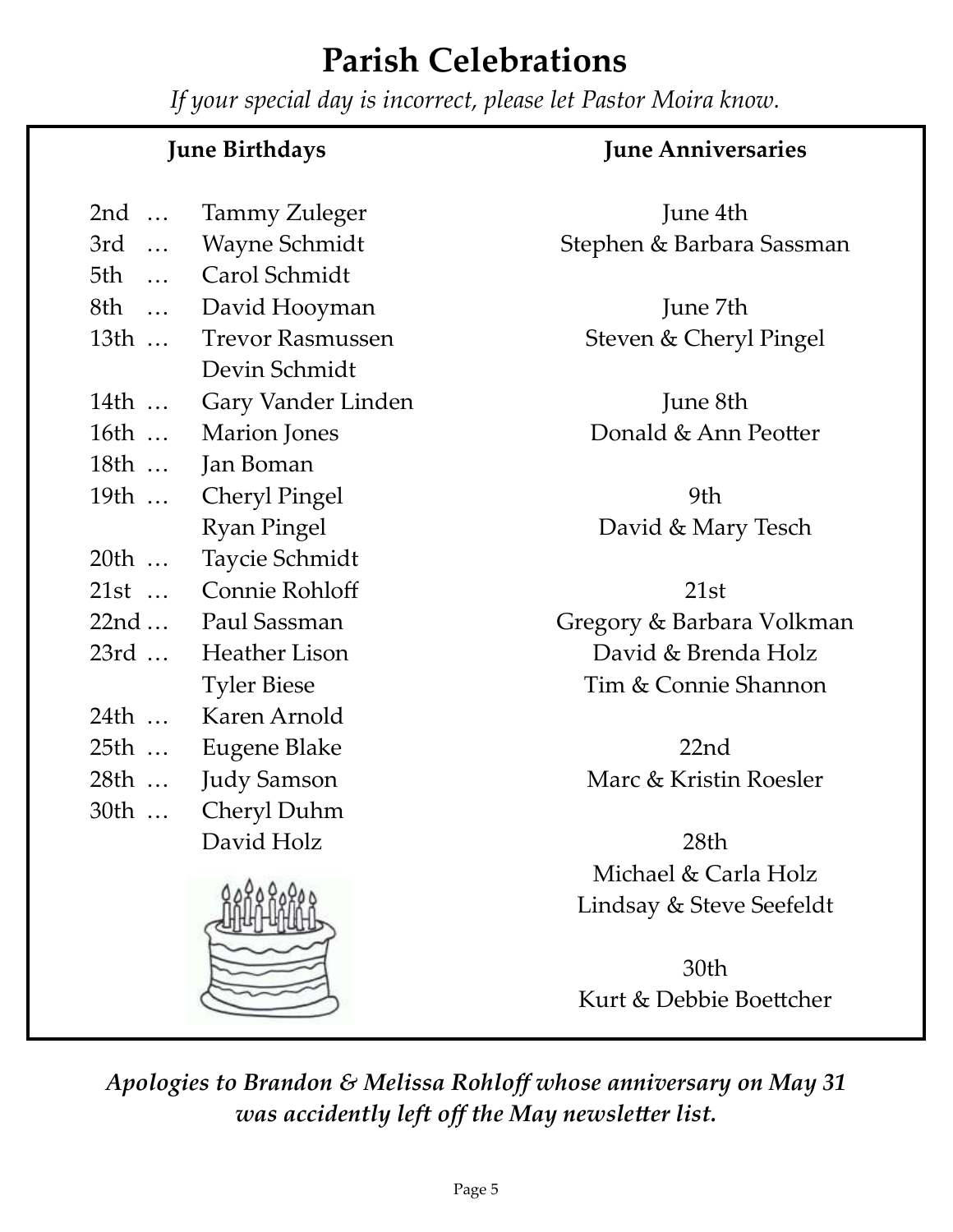# Parish Celebrations

*If your special day is incorrect, please let Pastor Moira know.*

## June Birthdays

- 2nd … Tammy Zuleger
- 3rd … Wayne Schmidt
- 5th … Carol Schmidt
- 8th … David Hooyman
- 13th … Trevor Rasmussen
  - Devin Schmidt
- 14th … Gary Vander Linden
- 16th … Marion Jones
- 18th … Jan Boman
- 19th … Cheryl Pingel
  - Ryan Pingel
- 20th … Taycie Schmidt
- 21st … Connie Rohloff
- 22nd … Paul Sassman
- 23rd … Heather Lison
  - Tyler Biese
- 24th … Karen Arnold
- 25th … Eugene Blake
- 28th … Judy Samson
- 30th … Cheryl Duhm
  - David Holz

## June Anniversaries

June 4th
Stephen & Barbara Sassman

June 7th
Steven & Cheryl Pingel

June 8th
Donald & Ann Peotter

9th
David & Mary Tesch

21st
Gregory & Barbara Volkman
David & Brenda Holz
Tim & Connie Shannon

22nd
Marc & Kristin Roesler

28th
Michael & Carla Holz
Lindsay & Steve Seefeldt

30th
Kurt & Debbie Boettcher

***Apologies to Brandon & Melissa Rohloff whose anniversary on May 31 was accidently left off the May newsletter list.***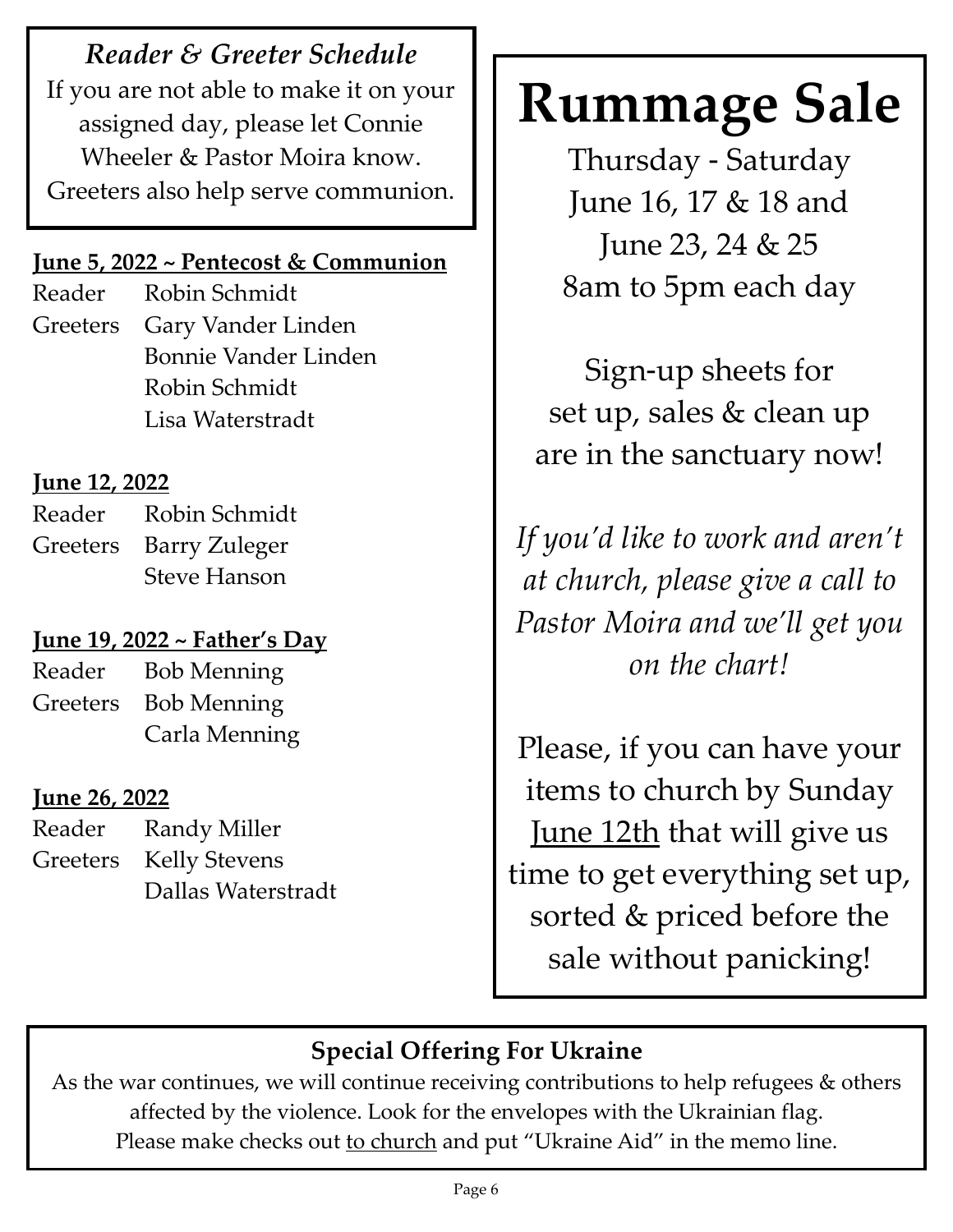### *Reader & Greeter Schedule*

If you are not able to make it on your assigned day, please let Connie Wheeler & Pastor Moira know. Greeters also help serve communion.

**June 5, 2022 ~ Pentecost & Communion**

Reader Robin Schmidt
Greeters Gary Vander Linden
Bonnie Vander Linden
Robin Schmidt
Lisa Waterstradt

**June 12, 2022**

Reader Robin Schmidt
Greeters Barry Zuleger
Steve Hanson

**June 19, 2022 ~ Father's Day**

Reader Bob Menning
Greeters Bob Menning
Carla Menning

**June 26, 2022**

Reader Randy Miller
Greeters Kelly Stevens
Dallas Waterstradt

# Rummage Sale

Thursday - Saturday
June 16, 17 & 18 and
June 23, 24 & 25
8am to 5pm each day

Sign-up sheets for set up, sales & clean up are in the sanctuary now!

*If you'd like to work and aren't at church, please give a call to Pastor Moira and we'll get you on the chart!*

Please, if you can have your items to church by Sunday June 12th that will give us time to get everything set up, sorted & priced before the sale without panicking!

### Special Offering For Ukraine

As the war continues, we will continue receiving contributions to help refugees & others affected by the violence. Look for the envelopes with the Ukrainian flag. Please make checks out to church and put "Ukraine Aid" in the memo line.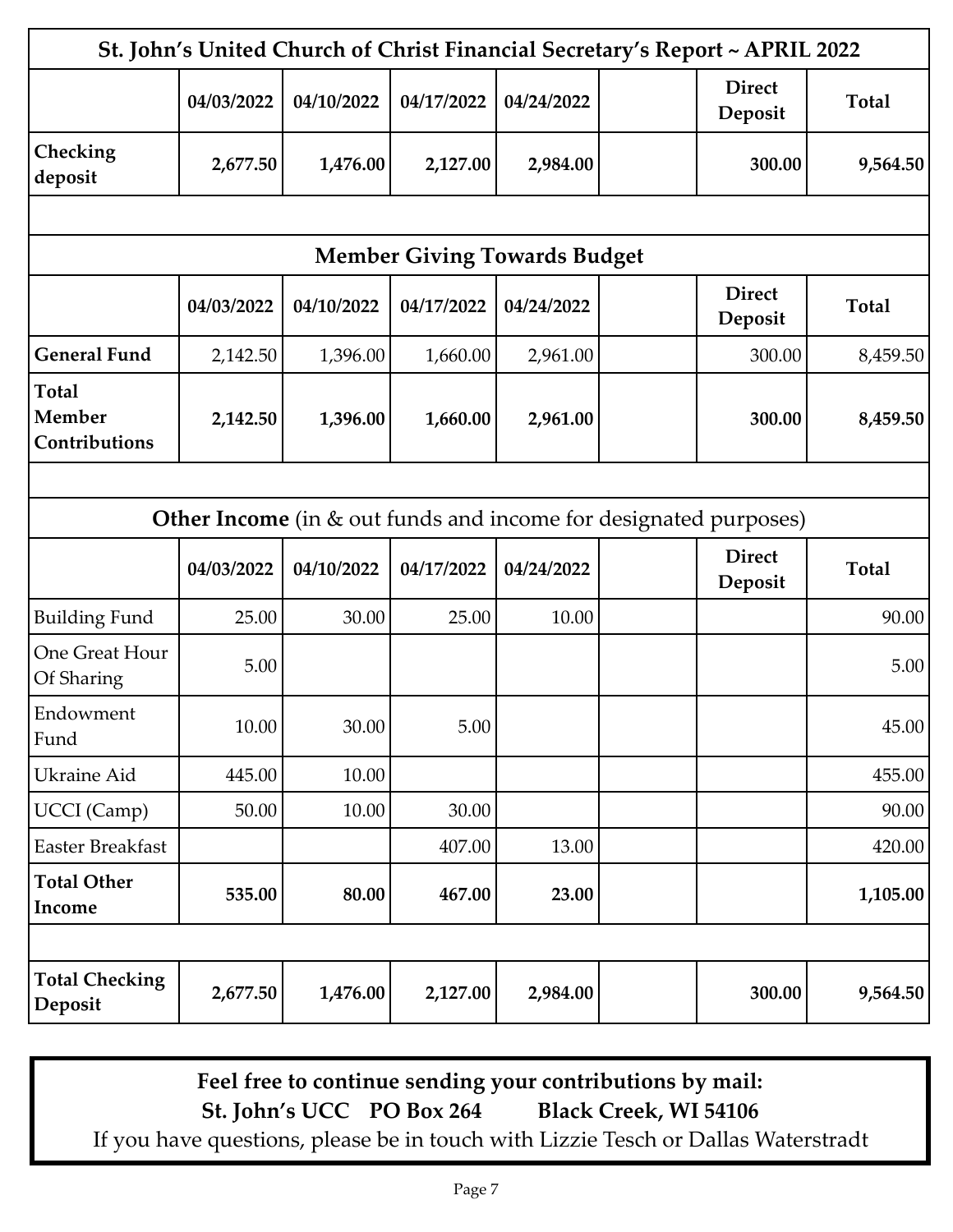| St. John's United Church of Christ Financial Secretary's Report ~ APRIL 2022 | | | | | | | |
|---|---|---|---|---|---|---|---|
| | **04/03/2022** | **04/10/2022** | **04/17/2022** | **04/24/2022** | | **Direct Deposit** | **Total** |
| **Checking deposit** | **2,677.50** | **1,476.00** | **2,127.00** | **2,984.00** | | **300.00** | **9,564.50** |

## Member Giving Towards Budget

| | 04/03/2022 | 04/10/2022 | 04/17/2022 | 04/24/2022 | | Direct Deposit | Total |
|---|---|---|---|---|---|---|---|
| **General Fund** | 2,142.50 | 1,396.00 | 1,660.00 | 2,961.00 | | 300.00 | 8,459.50 |
| **Total Member Contributions** | **2,142.50** | **1,396.00** | **1,660.00** | **2,961.00** | | **300.00** | **8,459.50** |

## Other Income (in & out funds and income for designated purposes)

| | 04/03/2022 | 04/10/2022 | 04/17/2022 | 04/24/2022 | | Direct Deposit | Total |
|---|---|---|---|---|---|---|---|
| Building Fund | 25.00 | 30.00 | 25.00 | 10.00 | | | 90.00 |
| One Great Hour Of Sharing | 5.00 | | | | | | 5.00 |
| Endowment Fund | 10.00 | 30.00 | 5.00 | | | | 45.00 |
| Ukraine Aid | 445.00 | 10.00 | | | | | 455.00 |
| UCCI (Camp) | 50.00 | 10.00 | 30.00 | | | | 90.00 |
| Easter Breakfast | | | 407.00 | 13.00 | | | 420.00 |
| **Total Other Income** | **535.00** | **80.00** | **467.00** | **23.00** | | | **1,105.00** |
| | | | | | | | |
| **Total Checking Deposit** | **2,677.50** | **1,476.00** | **2,127.00** | **2,984.00** | | **300.00** | **9,564.50** |

**Feel free to continue sending your contributions by mail:**
**St. John's UCC PO Box 264 Black Creek, WI 54106**
If you have questions, please be in touch with Lizzie Tesch or Dallas Waterstradt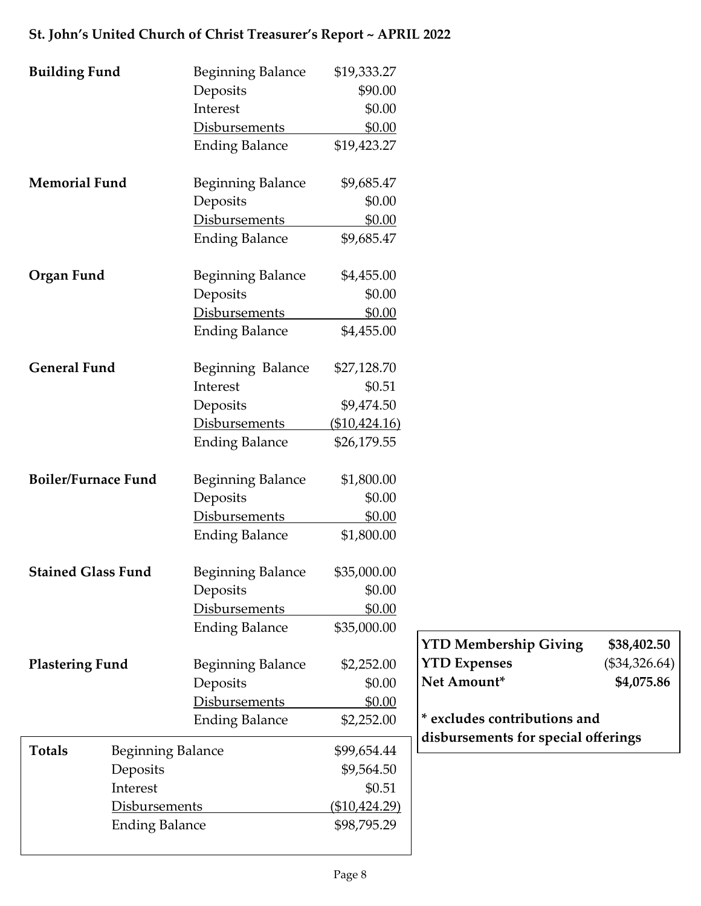# St. John's United Church of Christ Treasurer's Report ~ APRIL 2022

| Fund | Item | Amount |
|---|---|---|
| **Building Fund** | Beginning Balance | $19,333.27 |
| | Deposits | $90.00 |
| | Interest | $0.00 |
| | Disbursements | $0.00 |
| | Ending Balance | $19,423.27 |
| **Memorial Fund** | Beginning Balance | $9,685.47 |
| | Deposits | $0.00 |
| | Disbursements | $0.00 |
| | Ending Balance | $9,685.47 |
| **Organ Fund** | Beginning Balance | $4,455.00 |
| | Deposits | $0.00 |
| | Disbursements | $0.00 |
| | Ending Balance | $4,455.00 |
| **General Fund** | Beginning Balance | $27,128.70 |
| | Interest | $0.51 |
| | Deposits | $9,474.50 |
| | Disbursements | ($10,424.16) |
| | Ending Balance | $26,179.55 |
| **Boiler/Furnace Fund** | Beginning Balance | $1,800.00 |
| | Deposits | $0.00 |
| | Disbursements | $0.00 |
| | Ending Balance | $1,800.00 |
| **Stained Glass Fund** | Beginning Balance | $35,000.00 |
| | Deposits | $0.00 |
| | Disbursements | $0.00 |
| | Ending Balance | $35,000.00 |
| **Plastering Fund** | Beginning Balance | $2,252.00 |
| | Deposits | $0.00 |
| | Disbursements | $0.00 |
| | Ending Balance | $2,252.00 |

| **Totals** | | |
|---|---|---|
| | Beginning Balance | $99,654.44 |
| | Deposits | $9,564.50 |
| | Interest | $0.51 |
| | Disbursements | ($10,424.29) |
| | Ending Balance | $98,795.29 |

| | |
|---|---|
| **YTD Membership Giving** | **$38,402.50** |
| **YTD Expenses** | ($34,326.64) |
| **Net Amount*** | **$4,075.86** |

**\* excludes contributions and disbursements for special offerings**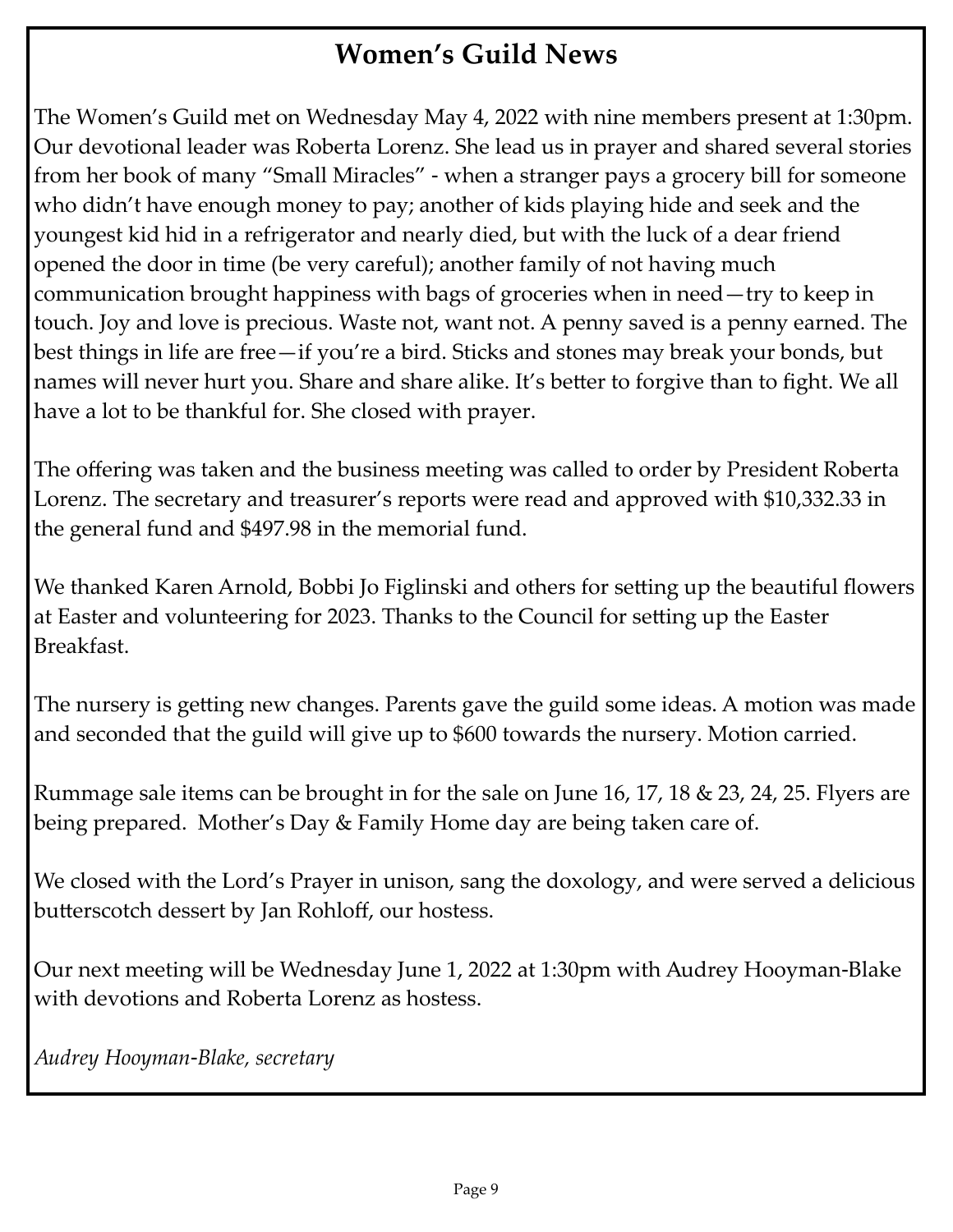# Women's Guild News

The Women's Guild met on Wednesday May 4, 2022 with nine members present at 1:30pm. Our devotional leader was Roberta Lorenz. She lead us in prayer and shared several stories from her book of many "Small Miracles" - when a stranger pays a grocery bill for someone who didn't have enough money to pay; another of kids playing hide and seek and the youngest kid hid in a refrigerator and nearly died, but with the luck of a dear friend opened the door in time (be very careful); another family of not having much communication brought happiness with bags of groceries when in need—try to keep in touch. Joy and love is precious. Waste not, want not. A penny saved is a penny earned. The best things in life are free—if you're a bird. Sticks and stones may break your bonds, but names will never hurt you. Share and share alike. It's better to forgive than to fight. We all have a lot to be thankful for. She closed with prayer.

The offering was taken and the business meeting was called to order by President Roberta Lorenz. The secretary and treasurer's reports were read and approved with $10,332.33 in the general fund and $497.98 in the memorial fund.

We thanked Karen Arnold, Bobbi Jo Figlinski and others for setting up the beautiful flowers at Easter and volunteering for 2023. Thanks to the Council for setting up the Easter Breakfast.

The nursery is getting new changes. Parents gave the guild some ideas. A motion was made and seconded that the guild will give up to $600 towards the nursery. Motion carried.

Rummage sale items can be brought in for the sale on June 16, 17, 18 & 23, 24, 25. Flyers are being prepared. Mother's Day & Family Home day are being taken care of.

We closed with the Lord's Prayer in unison, sang the doxology, and were served a delicious butterscotch dessert by Jan Rohloff, our hostess.

Our next meeting will be Wednesday June 1, 2022 at 1:30pm with Audrey Hooyman-Blake with devotions and Roberta Lorenz as hostess.

*Audrey Hooyman-Blake, secretary*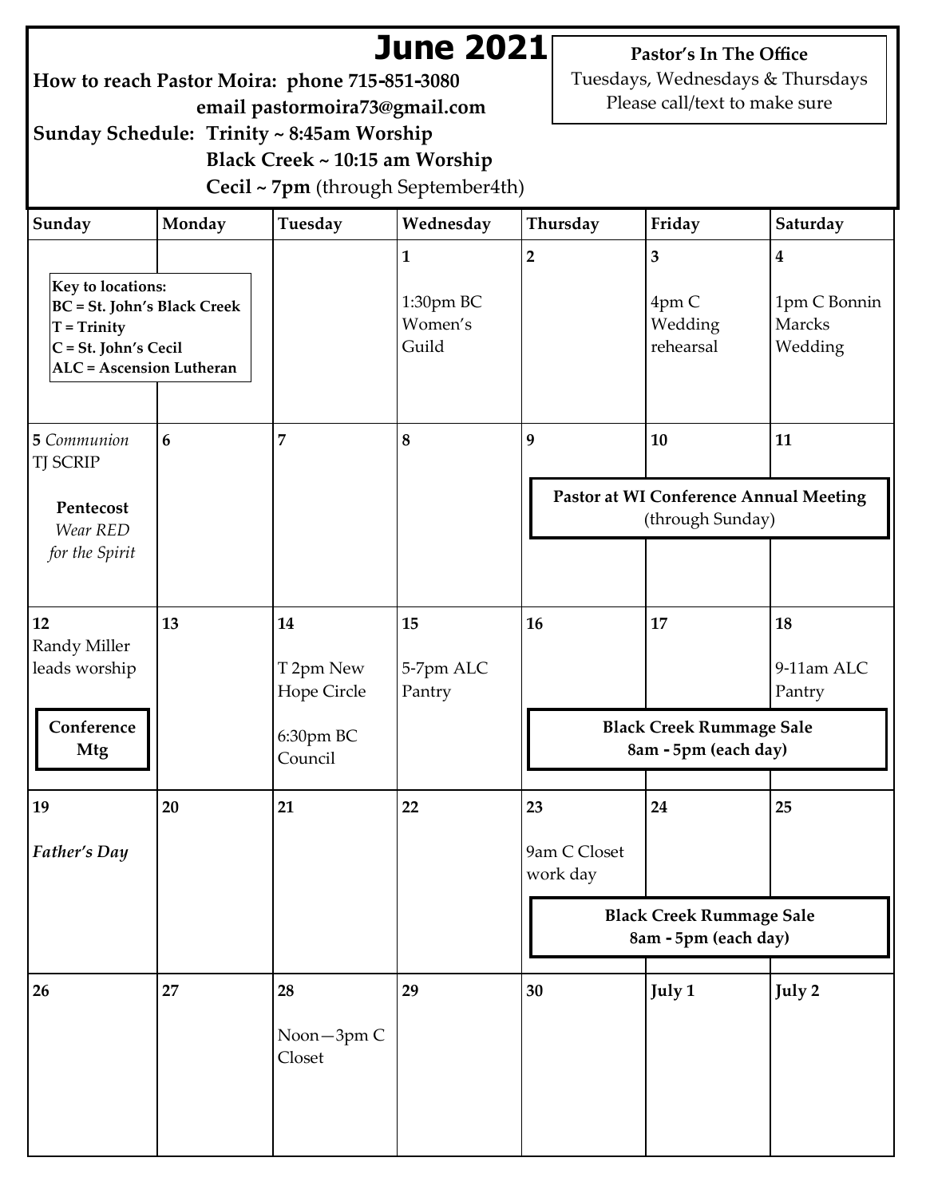# June 2021

**How to reach Pastor Moira: phone 715-851-3080**
**email pastormoira73@gmail.com**

**Sunday Schedule: Trinity ~ 8:45am Worship**
**Black Creek ~ 10:15 am Worship**
**Cecil ~ 7pm** (through September4th)

**Pastor's In The Office**
Tuesdays, Wednesdays & Thursdays
Please call/text to make sure

**Key to locations:**
**BC = St. John's Black Creek**
**T = Trinity**
**C = St. John's Cecil**
**ALC = Ascension Lutheran**

| Sunday | Monday | Tuesday | Wednesday | Thursday | Friday | Saturday |
|---|---|---|---|---|---|---|
| | | | **1** 1:30pm BC Women's Guild | **2** | **3** 4pm C Wedding rehearsal | **4** 1pm C Bonnin Marcks Wedding |
| **5** *Communion* TJ SCRIP **Pentecost** *Wear RED for the Spirit* | **6** | **7** | **8** | **9** **Pastor at WI Conference Annual Meeting** (through Sunday) | **10** | **11** |
| **12** Randy Miller leads worship **Conference Mtg** | **13** | **14** T 2pm New Hope Circle 6:30pm BC Council | **15** 5-7pm ALC Pantry | **16** **Black Creek Rummage Sale 8am - 5pm (each day)** | **17** | **18** 9-11am ALC Pantry |
| **19** *Father's Day* | **20** | **21** | **22** | **23** 9am C Closet work day **Black Creek Rummage Sale 8am - 5pm (each day)** | **24** | **25** |
| **26** | **27** | **28** Noon—3pm C Closet | **29** | **30** | **July 1** | **July 2** |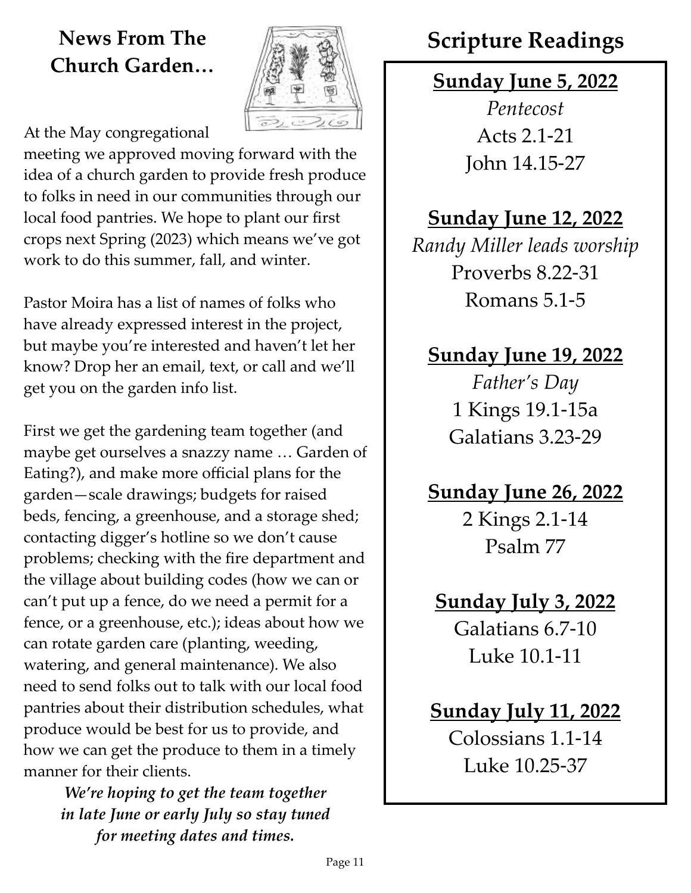## News From The Church Garden…

At the May congregational meeting we approved moving forward with the idea of a church garden to provide fresh produce to folks in need in our communities through our local food pantries. We hope to plant our first crops next Spring (2023) which means we've got work to do this summer, fall, and winter.

Pastor Moira has a list of names of folks who have already expressed interest in the project, but maybe you're interested and haven't let her know? Drop her an email, text, or call and we'll get you on the garden info list.

First we get the gardening team together (and maybe get ourselves a snazzy name … Garden of Eating?), and make more official plans for the garden—scale drawings; budgets for raised beds, fencing, a greenhouse, and a storage shed; contacting digger's hotline so we don't cause problems; checking with the fire department and the village about building codes (how we can or can't put up a fence, do we need a permit for a fence, or a greenhouse, etc.); ideas about how we can rotate garden care (planting, weeding, watering, and general maintenance). We also need to send folks out to talk with our local food pantries about their distribution schedules, what produce would be best for us to provide, and how we can get the produce to them in a timely manner for their clients.

***We're hoping to get the team together in late June or early July so stay tuned for meeting dates and times.***

## Scripture Readings

**Sunday June 5, 2022**
*Pentecost*
Acts 2.1-21
John 14.15-27

**Sunday June 12, 2022**
*Randy Miller leads worship*
Proverbs 8.22-31
Romans 5.1-5

**Sunday June 19, 2022**
*Father's Day*
1 Kings 19.1-15a
Galatians 3.23-29

**Sunday June 26, 2022**
2 Kings 2.1-14
Psalm 77

**Sunday July 3, 2022**
Galatians 6.7-10
Luke 10.1-11

**Sunday July 11, 2022**
Colossians 1.1-14
Luke 10.25-37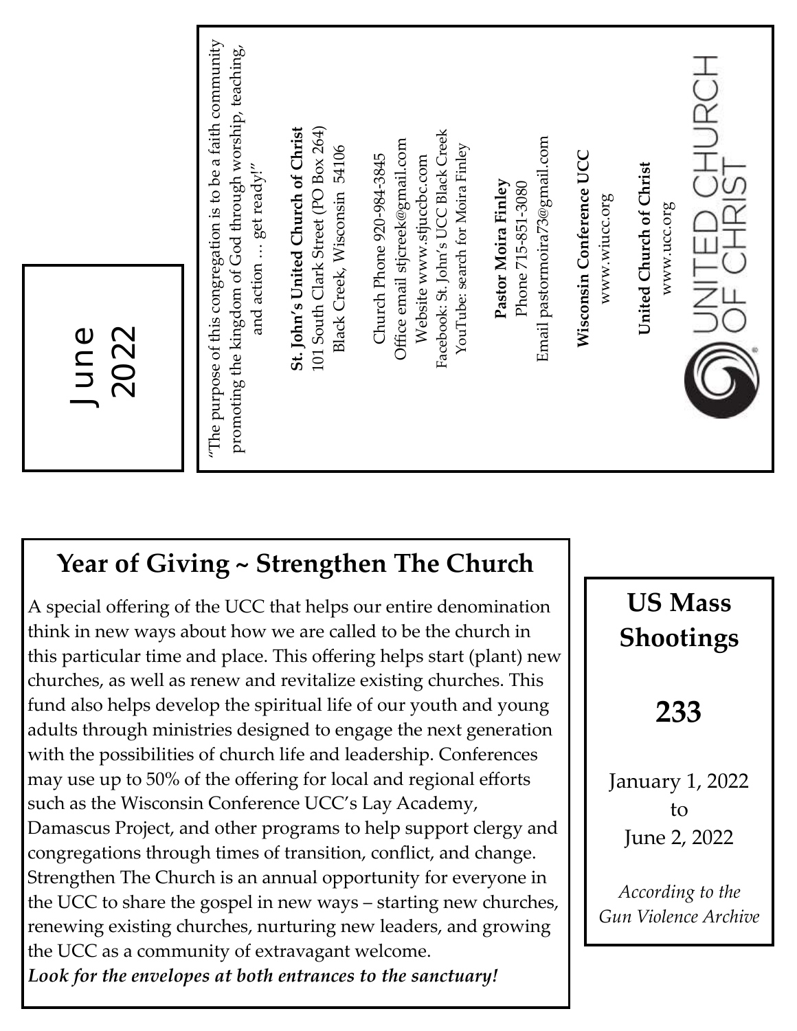June 2022

"The purpose of this congregation is to be a faith community promoting the kingdom of God through worship, teaching, and action … get ready!"

**St. John's United Church of Christ**
101 South Clark Street (PO Box 264)
Black Creek, Wisconsin 54106

Church Phone 920-984-3845
Office email stjcreek@gmail.com
Website www.stjuccbc.com
Facebook: St. John's UCC Black Creek
YouTube: search for Moira Finley

**Pastor Moira Finley**
Phone 715-851-3080
Email pastormoira73@gmail.com

**Wisconsin Conference UCC**
www.wiucc.org

**United Church of Christ**
www.ucc.org

UNITED CHURCH OF CHRIST

## Year of Giving ~ Strengthen The Church

A special offering of the UCC that helps our entire denomination think in new ways about how we are called to be the church in this particular time and place. This offering helps start (plant) new churches, as well as renew and revitalize existing churches. This fund also helps develop the spiritual life of our youth and young adults through ministries designed to engage the next generation with the possibilities of church life and leadership. Conferences may use up to 50% of the offering for local and regional efforts such as the Wisconsin Conference UCC's Lay Academy, Damascus Project, and other programs to help support clergy and congregations through times of transition, conflict, and change. Strengthen The Church is an annual opportunity for everyone in the UCC to share the gospel in new ways – starting new churches, renewing existing churches, nurturing new leaders, and growing the UCC as a community of extravagant welcome.
***Look for the envelopes at both entrances to the sanctuary!***

## US Mass Shootings

**233**

January 1, 2022
to
June 2, 2022

*According to the Gun Violence Archive*